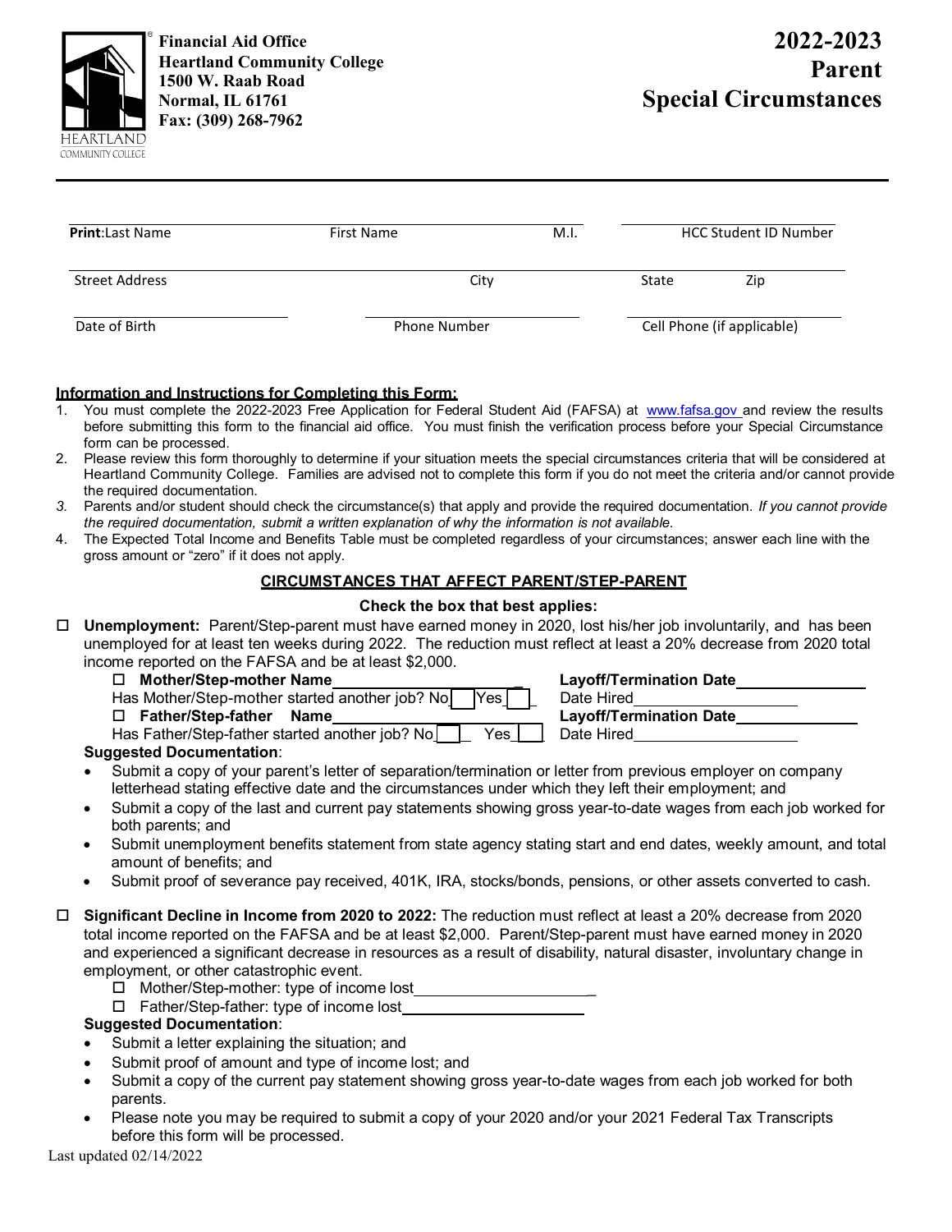**Financial Aid Office**
**Heartland Community College**
**1500 W. Raab Road**
**Normal, IL 61761**
**Fax: (309) 268-7962**

# 2022-2023 Parent Special Circumstances

| **Print**:Last Name | First Name | M.I. | HCC Student ID Number |
|---|---|---|---|

| Street Address | City | State | Zip |
|---|---|---|---|

| Date of Birth | Phone Number | Cell Phone (if applicable) |
|---|---|---|

**Information and Instructions for Completing this Form:**

1. You must complete the 2022-2023 Free Application for Federal Student Aid (FAFSA) at www.fafsa.gov and review the results before submitting this form to the financial aid office. You must finish the verification process before your Special Circumstance form can be processed.
2. Please review this form thoroughly to determine if your situation meets the special circumstances criteria that will be considered at Heartland Community College. Families are advised not to complete this form if you do not meet the criteria and/or cannot provide the required documentation.
3. Parents and/or student should check the circumstance(s) that apply and provide the required documentation. *If you cannot provide the required documentation, submit a written explanation of why the information is not available.*
4. The Expected Total Income and Benefits Table must be completed regardless of your circumstances; answer each line with the gross amount or "zero" if it does not apply.

## CIRCUMSTANCES THAT AFFECT PARENT/STEP-PARENT

**Check the box that best applies:**

☐ **Unemployment:** Parent/Step-parent must have earned money in 2020, lost his/her job involuntarily, and has been unemployed for at least ten weeks during 2022. The reduction must reflect at least a 20% decrease from 2020 total income reported on the FAFSA and be at least $2,000.

☐ **Mother/Step-mother Name**\_\_\_\_\_\_\_\_\_\_\_\_\_\_\_\_ **Layoff/Termination Date**\_\_\_\_\_\_\_\_\_\_\_\_
Has Mother/Step-mother started another job? No ☐ Yes ☐ Date Hired\_\_\_\_\_\_\_\_\_\_\_\_

☐ **Father/Step-father Name**\_\_\_\_\_\_\_\_\_\_\_\_\_\_\_\_ **Layoff/Termination Date**\_\_\_\_\_\_\_\_\_\_\_\_
Has Father/Step-father started another job? No ☐ Yes ☐ Date Hired\_\_\_\_\_\_\_\_\_\_\_\_

**Suggested Documentation**:

- Submit a copy of your parent's letter of separation/termination or letter from previous employer on company letterhead stating effective date and the circumstances under which they left their employment; and
- Submit a copy of the last and current pay statements showing gross year-to-date wages from each job worked for both parents; and
- Submit unemployment benefits statement from state agency stating start and end dates, weekly amount, and total amount of benefits; and
- Submit proof of severance pay received, 401K, IRA, stocks/bonds, pensions, or other assets converted to cash.

☐ **Significant Decline in Income from 2020 to 2022:** The reduction must reflect at least a 20% decrease from 2020 total income reported on the FAFSA and be at least $2,000. Parent/Step-parent must have earned money in 2020 and experienced a significant decrease in resources as a result of disability, natural disaster, involuntary change in employment, or other catastrophic event.

☐ Mother/Step-mother: type of income lost\_\_\_\_\_\_\_\_\_\_\_\_\_\_\_\_

☐ Father/Step-father: type of income lost\_\_\_\_\_\_\_\_\_\_\_\_\_\_\_\_

**Suggested Documentation**:

- Submit a letter explaining the situation; and
- Submit proof of amount and type of income lost; and
- Submit a copy of the current pay statement showing gross year-to-date wages from each job worked for both parents.
- Please note you may be required to submit a copy of your 2020 and/or your 2021 Federal Tax Transcripts before this form will be processed.

Last updated 02/14/2022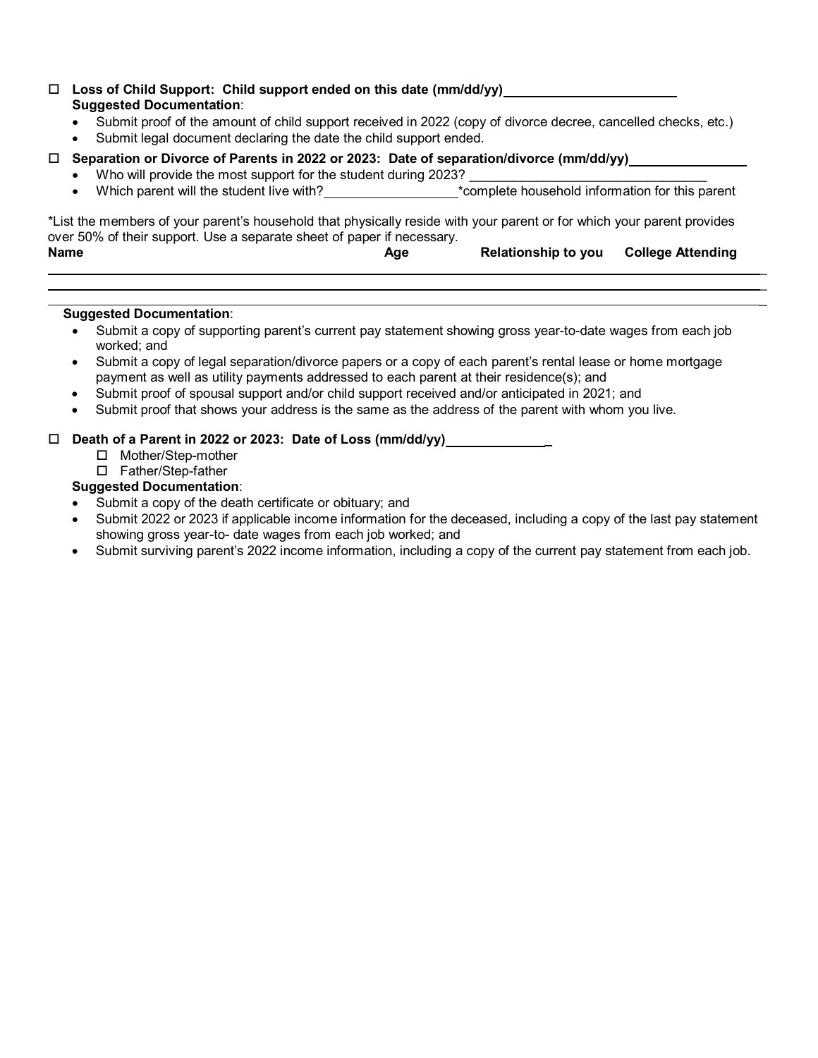☐ **Loss of Child Support: Child support ended on this date (mm/dd/yy)________________________**
**Suggested Documentation**:

- Submit proof of the amount of child support received in 2022 (copy of divorce decree, cancelled checks, etc.)
- Submit legal document declaring the date the child support ended.

☐ **Separation or Divorce of Parents in 2022 or 2023: Date of separation/divorce (mm/dd/yy)________________**

- Who will provide the most support for the student during 2023? ________________________________
- Which parent will the student live with?__________________*complete household information for this parent

*List the members of your parent's household that physically reside with your parent or for which your parent provides over 50% of their support. Use a separate sheet of paper if necessary.

| Name | Age | Relationship to you | College Attending |
|---|---|---|---|
| | | | |
| | | | |
| | | | |

**Suggested Documentation**:

- Submit a copy of supporting parent's current pay statement showing gross year-to-date wages from each job worked; and
- Submit a copy of legal separation/divorce papers or a copy of each parent's rental lease or home mortgage payment as well as utility payments addressed to each parent at their residence(s); and
- Submit proof of spousal support and/or child support received and/or anticipated in 2021; and
- Submit proof that shows your address is the same as the address of the parent with whom you live.

☐ **Death of a Parent in 2022 or 2023: Date of Loss (mm/dd/yy)______________**

☐ Mother/Step-mother
☐ Father/Step-father

**Suggested Documentation**:

- Submit a copy of the death certificate or obituary; and
- Submit 2022 or 2023 if applicable income information for the deceased, including a copy of the last pay statement showing gross year-to- date wages from each job worked; and
- Submit surviving parent's 2022 income information, including a copy of the current pay statement from each job.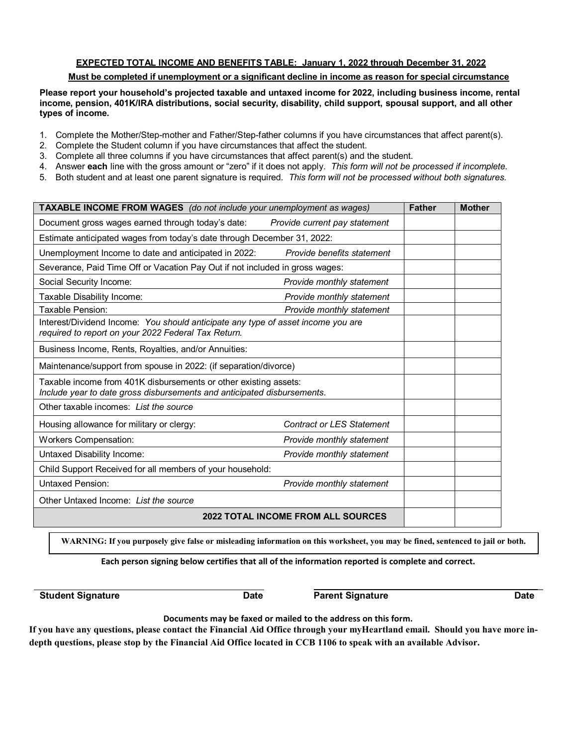**EXPECTED TOTAL INCOME AND BENEFITS TABLE: January 1, 2022 through December 31, 2022**

**Must be completed if unemployment or a significant decline in income as reason for special circumstance**

**Please report your household's projected taxable and untaxed income for 2022, including business income, rental income, pension, 401K/IRA distributions, social security, disability, child support, spousal support, and all other types of income.**

1. Complete the Mother/Step-mother and Father/Step-father columns if you have circumstances that affect parent(s).
2. Complete the Student column if you have circumstances that affect the student.
3. Complete all three columns if you have circumstances that affect parent(s) and the student.
4. Answer **each** line with the gross amount or "zero" if it does not apply. *This form will not be processed if incomplete.*
5. Both student and at least one parent signature is required. *This form will not be processed without both signatures.*

| **TAXABLE INCOME FROM WAGES** *(do not include your unemployment as wages)* | **Father** | **Mother** |
|---|---|---|
| Document gross wages earned through today's date: *Provide current pay statement* | | |
| Estimate anticipated wages from today's date through December 31, 2022: | | |
| Unemployment Income to date and anticipated in 2022: *Provide benefits statement* | | |
| Severance, Paid Time Off or Vacation Pay Out if not included in gross wages: | | |
| Social Security Income: *Provide monthly statement* | | |
| Taxable Disability Income: *Provide monthly statement* | | |
| Taxable Pension: *Provide monthly statement* | | |
| Interest/Dividend Income: *You should anticipate any type of asset income you are required to report on your 2022 Federal Tax Return.* | | |
| Business Income, Rents, Royalties, and/or Annuities: | | |
| Maintenance/support from spouse in 2022: (if separation/divorce) | | |
| Taxable income from 401K disbursements or other existing assets: *Include year to date gross disbursements and anticipated disbursements.* | | |
| Other taxable incomes: *List the source* | | |
| Housing allowance for military or clergy: *Contract or LES Statement* | | |
| Workers Compensation: *Provide monthly statement* | | |
| Untaxed Disability Income: *Provide monthly statement* | | |
| Child Support Received for all members of your household: | | |
| Untaxed Pension: *Provide monthly statement* | | |
| Other Untaxed Income: *List the source* | | |
| **2022 TOTAL INCOME FROM ALL SOURCES** | | |

**WARNING: If you purposely give false or misleading information on this worksheet, you may be fined, sentenced to jail or both.**

**Each person signing below certifies that all of the information reported is complete and correct.**

**Student Signature** **Date** **Parent Signature** **Date**

**Documents may be faxed or mailed to the address on this form.**

**If you have any questions, please contact the Financial Aid Office through your myHeartland email. Should you have more in-depth questions, please stop by the Financial Aid Office located in CCB 1106 to speak with an available Advisor.**